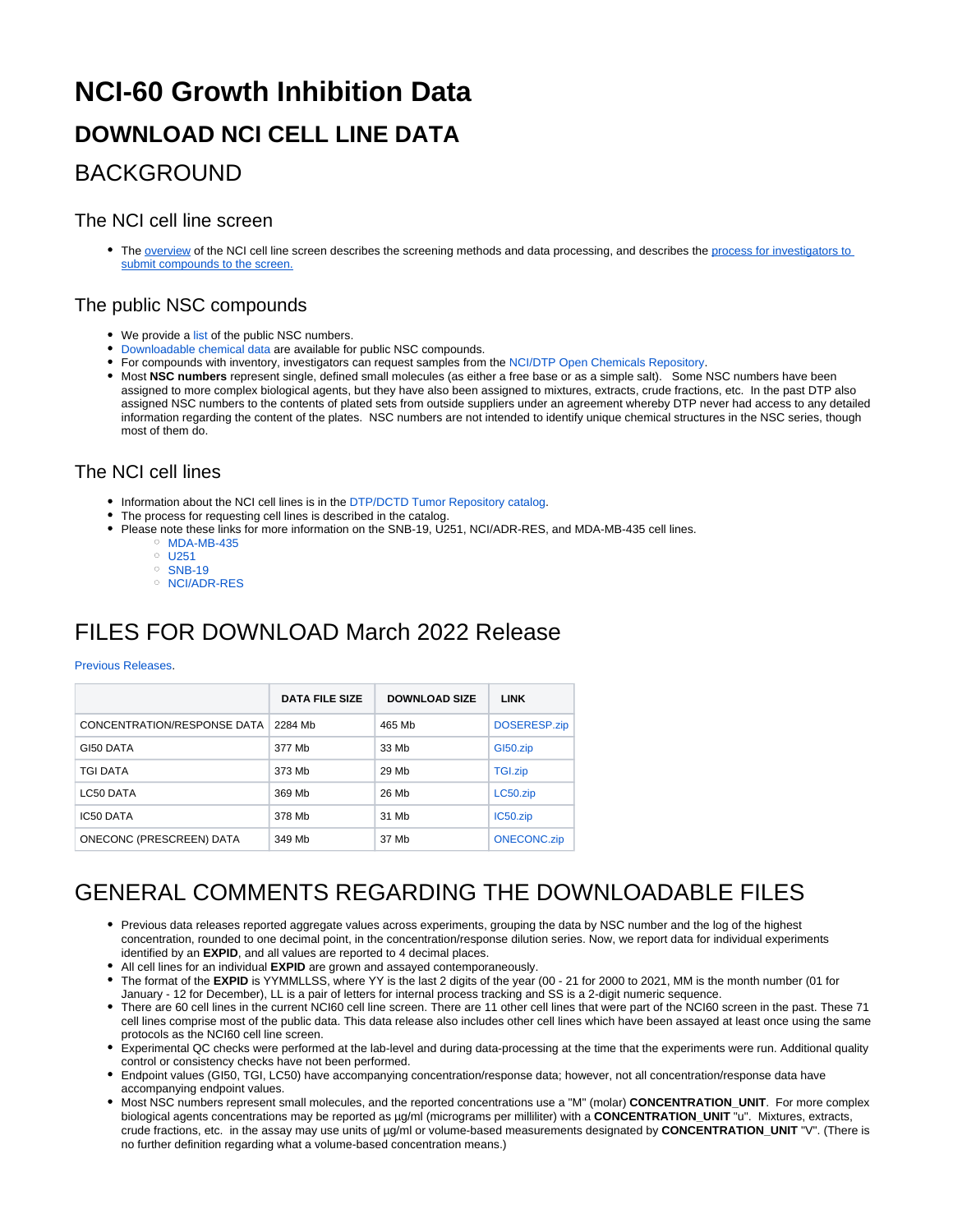# NCI-60 Growth Inhibition Data

## DOWNLOAD NCI CELL LINE DATA

## BACKGROUND

### The NCI cell line screen

- The overview of the NCI cell line screen describes the screening methods and data processing, and describes the process for investigators to submit compounds to the screen.

### The public NSC compounds

- We provide a list of the public NSC numbers.
- Downloadable chemical data are available for public NSC compounds.
- For compounds with inventory, investigators can request samples from the NCI/DTP Open Chemicals Repository.
- Most **NSC numbers** represent single, defined small molecules (as either a free base or as a simple salt). Some NSC numbers have been assigned to more complex biological agents, but they have also been assigned to mixtures, extracts, crude fractions, etc. In the past DTP also assigned NSC numbers to the contents of plated sets from outside suppliers under an agreement whereby DTP never had access to any detailed information regarding the content of the plates. NSC numbers are not intended to identify unique chemical structures in the NSC series, though most of them do.

### The NCI cell lines

- Information about the NCI cell lines is in the DTP/DCTD Tumor Repository catalog.
- The process for requesting cell lines is described in the catalog.
- Please note these links for more information on the SNB-19, U251, NCI/ADR-RES, and MDA-MB-435 cell lines.
  - MDA-MB-435
  - U251
  - SNB-19
  - NCI/ADR-RES

## FILES FOR DOWNLOAD March 2022 Release

Previous Releases.

| | DATA FILE SIZE | DOWNLOAD SIZE | LINK |
|---|---|---|---|
| CONCENTRATION/RESPONSE DATA | 2284 Mb | 465 Mb | DOSERESP.zip |
| GI50 DATA | 377 Mb | 33 Mb | GI50.zip |
| TGI DATA | 373 Mb | 29 Mb | TGI.zip |
| LC50 DATA | 369 Mb | 26 Mb | LC50.zip |
| IC50 DATA | 378 Mb | 31 Mb | IC50.zip |
| ONECONC (PRESCREEN) DATA | 349 Mb | 37 Mb | ONECONC.zip |

## GENERAL COMMENTS REGARDING THE DOWNLOADABLE FILES

- Previous data releases reported aggregate values across experiments, grouping the data by NSC number and the log of the highest concentration, rounded to one decimal point, in the concentration/response dilution series. Now, we report data for individual experiments identified by an **EXPID**, and all values are reported to 4 decimal places.
- All cell lines for an individual **EXPID** are grown and assayed contemporaneously.
- The format of the **EXPID** is YYMMLLSS, where YY is the last 2 digits of the year (00 - 21 for 2000 to 2021, MM is the month number (01 for January - 12 for December), LL is a pair of letters for internal process tracking and SS is a 2-digit numeric sequence.
- There are 60 cell lines in the current NCI60 cell line screen. There are 11 other cell lines that were part of the NCI60 screen in the past. These 71 cell lines comprise most of the public data. This data release also includes other cell lines which have been assayed at least once using the same protocols as the NCI60 cell line screen.
- Experimental QC checks were performed at the lab-level and during data-processing at the time that the experiments were run. Additional quality control or consistency checks have not been performed.
- Endpoint values (GI50, TGI, LC50) have accompanying concentration/response data; however, not all concentration/response data have accompanying endpoint values.
- Most NSC numbers represent small molecules, and the reported concentrations use a "M" (molar) **CONCENTRATION_UNIT**. For more complex biological agents concentrations may be reported as µg/ml (micrograms per milliliter) with a **CONCENTRATION_UNIT** "u". Mixtures, extracts, crude fractions, etc. in the assay may use units of µg/ml or volume-based measurements designated by **CONCENTRATION_UNIT** "V". (There is no further definition regarding what a volume-based concentration means.)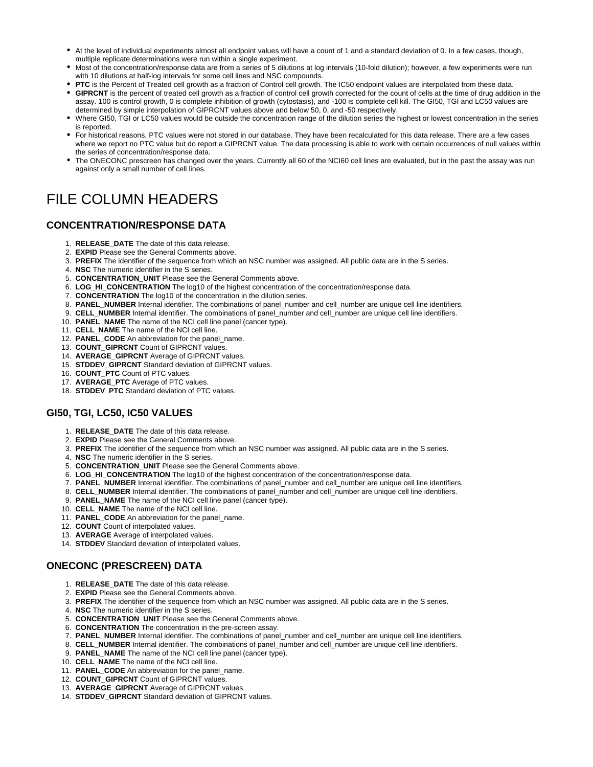- At the level of individual experiments almost all endpoint values will have a count of 1 and a standard deviation of 0. In a few cases, though, multiple replicate determinations were run within a single experiment.
- Most of the concentration/response data are from a series of 5 dilutions at log intervals (10-fold dilution); however, a few experiments were run with 10 dilutions at half-log intervals for some cell lines and NSC compounds.
- **PTC** is the Percent of Treated cell growth as a fraction of Control cell growth. The IC50 endpoint values are interpolated from these data.
- **GIPRCNT** is the percent of treated cell growth as a fraction of control cell growth corrected for the count of cells at the time of drug addition in the assay. 100 is control growth, 0 is complete inhibition of growth (cytostasis), and -100 is complete cell kill. The GI50, TGI and LC50 values are determined by simple interpolation of GIPRCNT values above and below 50, 0, and -50 respectively.
- Where GI50, TGI or LC50 values would be outside the concentration range of the dilution series the highest or lowest concentration in the series is reported.
- For historical reasons, PTC values were not stored in our database. They have been recalculated for this data release. There are a few cases where we report no PTC value but do report a GIPRCNT value. The data processing is able to work with certain occurrences of null values within the series of concentration/response data.
- The ONECONC prescreen has changed over the years. Currently all 60 of the NCI60 cell lines are evaluated, but in the past the assay was run against only a small number of cell lines.

# FILE COLUMN HEADERS

## CONCENTRATION/RESPONSE DATA

1. **RELEASE_DATE** The date of this data release.
2. **EXPID** Please see the General Comments above.
3. **PREFIX** The identifier of the sequence from which an NSC number was assigned. All public data are in the S series.
4. **NSC** The numeric identifier in the S series.
5. **CONCENTRATION_UNIT** Please see the General Comments above.
6. **LOG_HI_CONCENTRATION** The log10 of the highest concentration of the concentration/response data.
7. **CONCENTRATION** The log10 of the concentration in the dilution series.
8. **PANEL_NUMBER** Internal identifier. The combinations of panel_number and cell_number are unique cell line identifiers.
9. **CELL_NUMBER** Internal identifier. The combinations of panel_number and cell_number are unique cell line identifiers.
10. **PANEL_NAME** The name of the NCI cell line panel (cancer type).
11. **CELL_NAME** The name of the NCI cell line.
12. **PANEL_CODE** An abbreviation for the panel_name.
13. **COUNT_GIPRCNT** Count of GIPRCNT values.
14. **AVERAGE_GIPRCNT** Average of GIPRCNT values.
15. **STDDEV_GIPRCNT** Standard deviation of GIPRCNT values.
16. **COUNT_PTC** Count of PTC values.
17. **AVERAGE_PTC** Average of PTC values.
18. **STDDEV_PTC** Standard deviation of PTC values.

## GI50, TGI, LC50, IC50 VALUES

1. **RELEASE_DATE** The date of this data release.
2. **EXPID** Please see the General Comments above.
3. **PREFIX** The identifier of the sequence from which an NSC number was assigned. All public data are in the S series.
4. **NSC** The numeric identifier in the S series.
5. **CONCENTRATION_UNIT** Please see the General Comments above.
6. **LOG_HI_CONCENTRATION** The log10 of the highest concentration of the concentration/response data.
7. **PANEL_NUMBER** Internal identifier. The combinations of panel_number and cell_number are unique cell line identifiers.
8. **CELL_NUMBER** Internal identifier. The combinations of panel_number and cell_number are unique cell line identifiers.
9. **PANEL_NAME** The name of the NCI cell line panel (cancer type).
10. **CELL_NAME** The name of the NCI cell line.
11. **PANEL_CODE** An abbreviation for the panel_name.
12. **COUNT** Count of interpolated values.
13. **AVERAGE** Average of interpolated values.
14. **STDDEV** Standard deviation of interpolated values.

## ONECONC (PRESCREEN) DATA

1. **RELEASE_DATE** The date of this data release.
2. **EXPID** Please see the General Comments above.
3. **PREFIX** The identifier of the sequence from which an NSC number was assigned. All public data are in the S series.
4. **NSC** The numeric identifier in the S series.
5. **CONCENTRATION_UNIT** Please see the General Comments above.
6. **CONCENTRATION** The concentration in the pre-screen assay.
7. **PANEL_NUMBER** Internal identifier. The combinations of panel_number and cell_number are unique cell line identifiers.
8. **CELL_NUMBER** Internal identifier. The combinations of panel_number and cell_number are unique cell line identifiers.
9. **PANEL_NAME** The name of the NCI cell line panel (cancer type).
10. **CELL_NAME** The name of the NCI cell line.
11. **PANEL_CODE** An abbreviation for the panel_name.
12. **COUNT_GIPRCNT** Count of GIPRCNT values.
13. **AVERAGE_GIPRCNT** Average of GIPRCNT values.
14. **STDDEV_GIPRCNT** Standard deviation of GIPRCNT values.